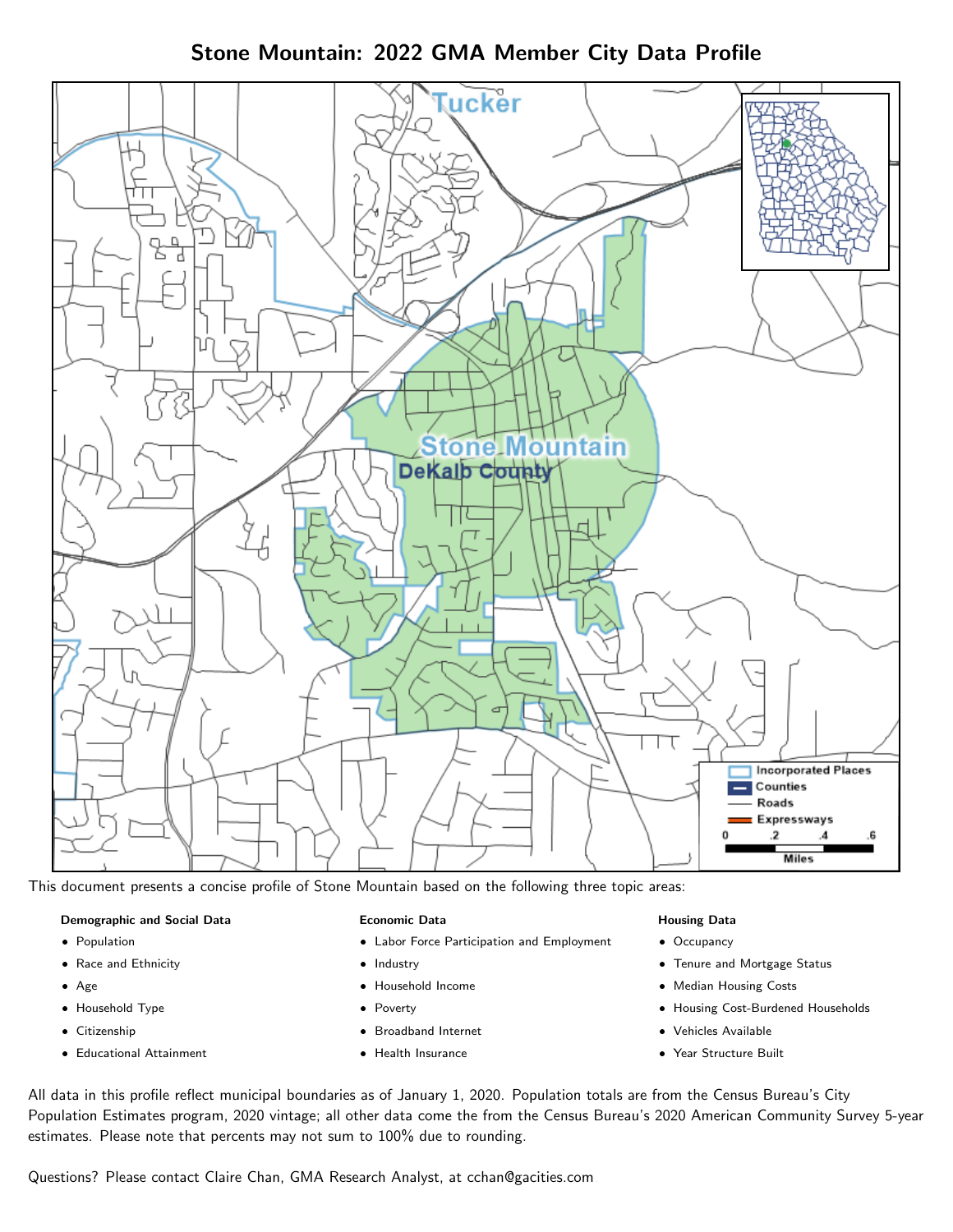# Stone Mountain: 2022 GMA Member City Data Profile

This document presents a concise profile of Stone Mountain based on the following three topic areas:

**Demographic and Social Data**

- Population
- Race and Ethnicity
- Age
- Household Type
- Citizenship
- Educational Attainment

**Economic Data**

- Labor Force Participation and Employment
- Industry
- Household Income
- Poverty
- Broadband Internet
- Health Insurance

**Housing Data**

- Occupancy
- Tenure and Mortgage Status
- Median Housing Costs
- Housing Cost-Burdened Households
- Vehicles Available
- Year Structure Built

All data in this profile reflect municipal boundaries as of January 1, 2020. Population totals are from the Census Bureau's City Population Estimates program, 2020 vintage; all other data come the from the Census Bureau's 2020 American Community Survey 5-year estimates. Please note that percents may not sum to 100% due to rounding.

Questions? Please contact Claire Chan, GMA Research Analyst, at cchan@gacities.com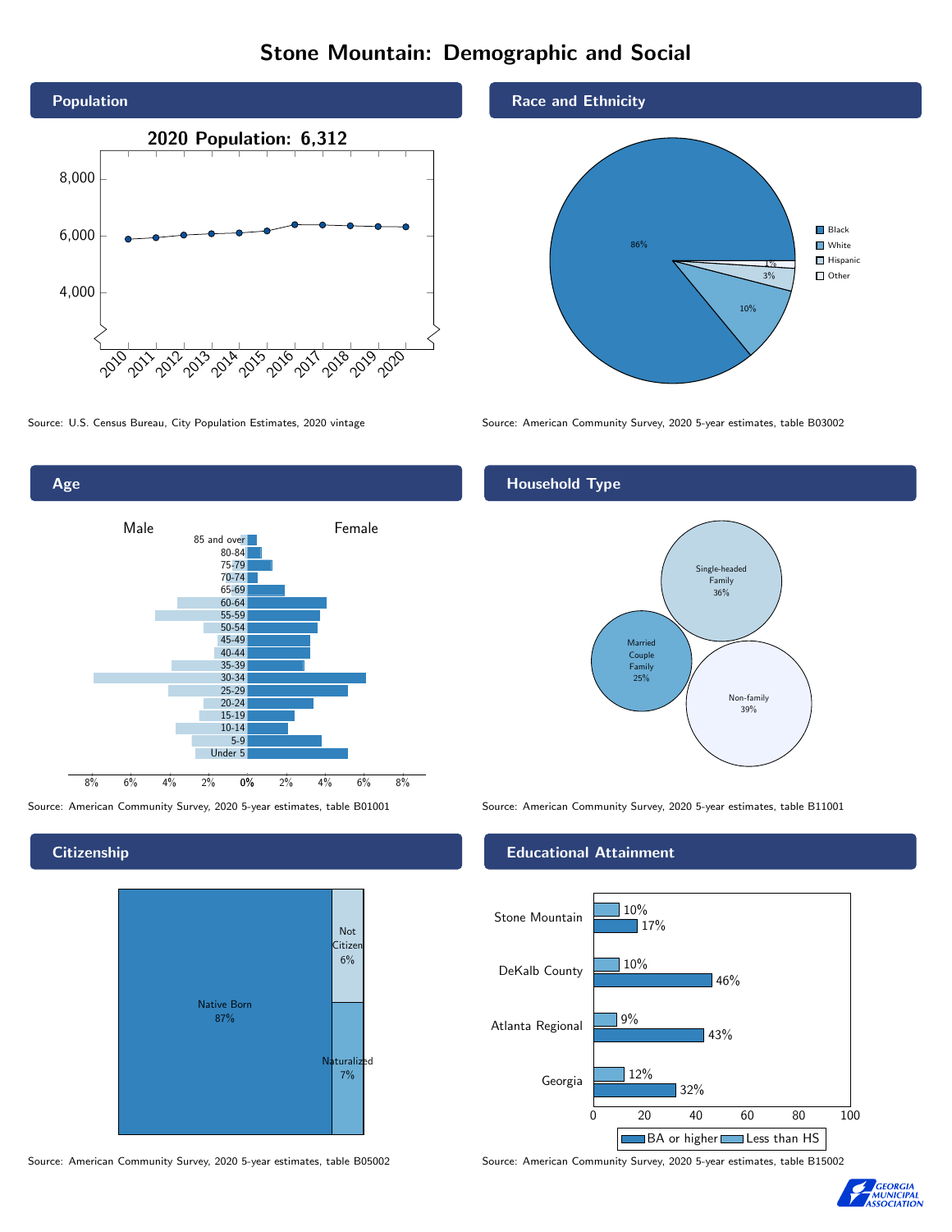# Stone Mountain: Demographic and Social

## Population

2020 Population: 6,312

Source: U.S. Census Bureau, City Population Estimates, 2020 vintage

## Race and Ethnicity

| Race/Ethnicity | Percent |
|---|---|
| Black | 86% |
| White | 10% |
| Hispanic | 3% |
| Other | 1% |

Source: American Community Survey, 2020 5-year estimates, table B03002

## Age

Source: American Community Survey, 2020 5-year estimates, table B01001

## Household Type

| Household Type | Percent |
|---|---|
| Single-headed Family | 36% |
| Married Couple Family | 25% |
| Non-family | 39% |

Source: American Community Survey, 2020 5-year estimates, table B11001

## Citizenship

| Citizenship | Percent |
|---|---|
| Native Born | 87% |
| Not Citizen | 6% |
| Naturalized | 7% |

Source: American Community Survey, 2020 5-year estimates, table B05002

## Educational Attainment

| Area | Less than HS | BA or higher |
|---|---|---|
| Stone Mountain | 10% | 17% |
| DeKalb County | 10% | 46% |
| Atlanta Regional | 9% | 43% |
| Georgia | 12% | 32% |

Source: American Community Survey, 2020 5-year estimates, table B15002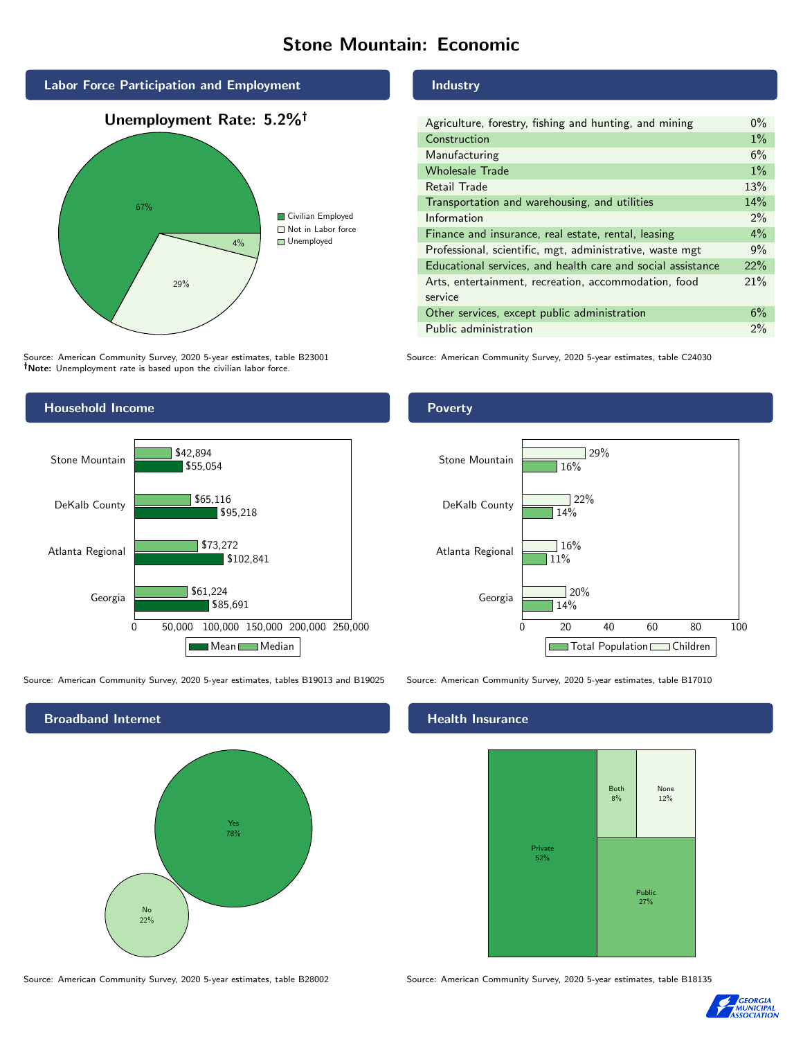# Stone Mountain: Economic

## Labor Force Participation and Employment

**Unemployment Rate: 5.2%†**

| Category | Percent |
|---|---|
| Civilian Employed | 67% |
| Not in Labor force | 29% |
| Unemployed | 4% |

Source: American Community Survey, 2020 5-year estimates, table B23001
**†Note:** Unemployment rate is based upon the civilian labor force.

## Industry

| Industry | Percent |
|---|---|
| Agriculture, forestry, fishing and hunting, and mining | 0% |
| Construction | 1% |
| Manufacturing | 6% |
| Wholesale Trade | 1% |
| Retail Trade | 13% |
| Transportation and warehousing, and utilities | 14% |
| Information | 2% |
| Finance and insurance, real estate, rental, leasing | 4% |
| Professional, scientific, mgt, administrative, waste mgt | 9% |
| Educational services, and health care and social assistance | 22% |
| Arts, entertainment, recreation, accommodation, food service | 21% |
| Other services, except public administration | 6% |
| Public administration | 2% |

Source: American Community Survey, 2020 5-year estimates, table C24030

## Household Income

| | Median | Mean |
|---|---|---|
| Stone Mountain | $42,894 | $55,054 |
| DeKalb County | $65,116 | $95,218 |
| Atlanta Regional | $73,272 | $102,841 |
| Georgia | $61,224 | $85,691 |

Source: American Community Survey, 2020 5-year estimates, tables B19013 and B19025

## Poverty

| | Children | Total Population |
|---|---|---|
| Stone Mountain | 29% | 16% |
| DeKalb County | 22% | 14% |
| Atlanta Regional | 16% | 11% |
| Georgia | 20% | 14% |

Source: American Community Survey, 2020 5-year estimates, table B17010

## Broadband Internet

| | Percent |
|---|---|
| Yes | 78% |
| No | 22% |

Source: American Community Survey, 2020 5-year estimates, table B28002

## Health Insurance

| | Percent |
|---|---|
| Private | 52% |
| Public | 27% |
| Both | 8% |
| None | 12% |

Source: American Community Survey, 2020 5-year estimates, table B18135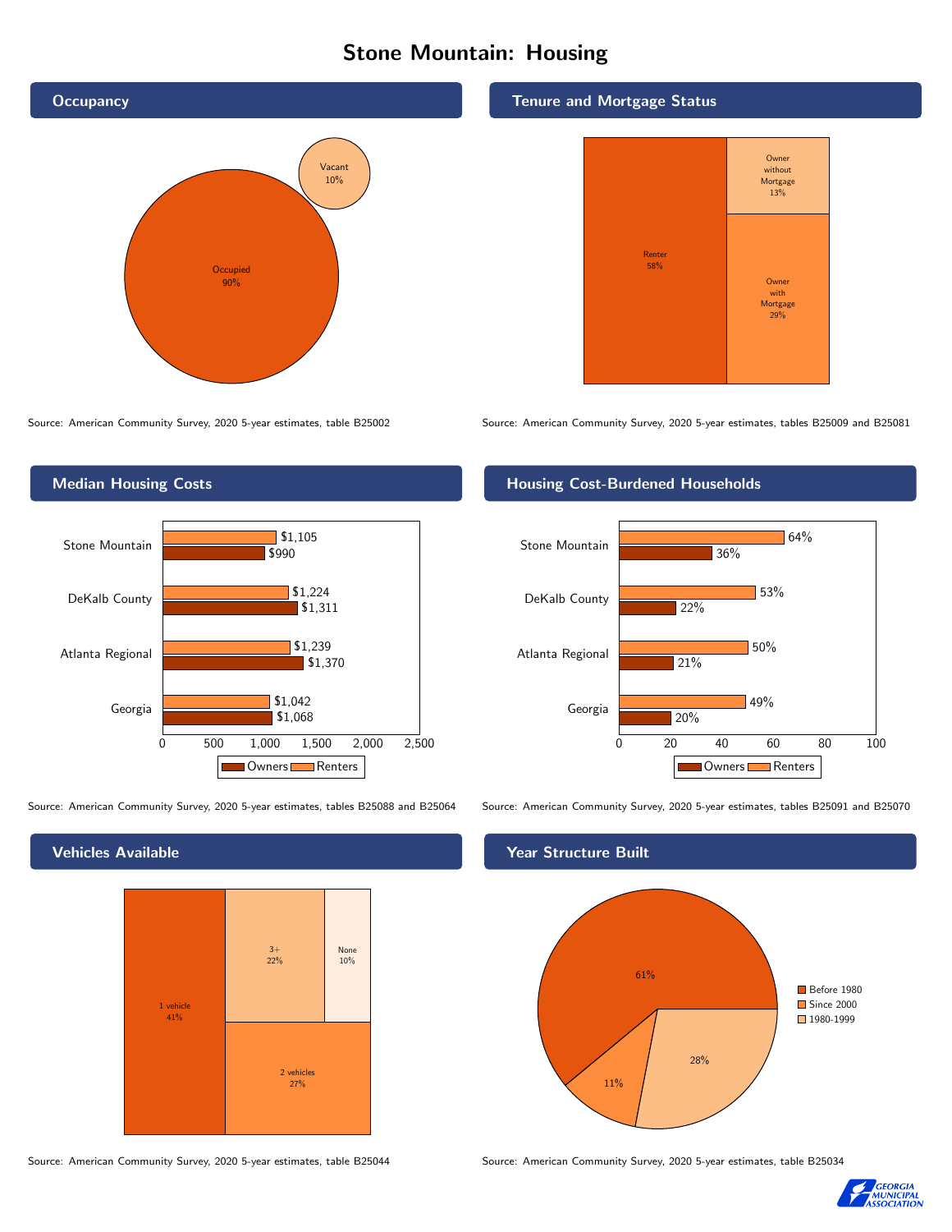# Stone Mountain: Housing

## Occupancy

Vacant
10%

Occupied
90%

Source: American Community Survey, 2020 5-year estimates, table B25002

## Tenure and Mortgage Status

Renter
58%

Owner without Mortgage
13%

Owner with Mortgage
29%

Source: American Community Survey, 2020 5-year estimates, tables B25009 and B25081

## Median Housing Costs

Stone Mountain
$1,105
$990

DeKalb County
$1,224
$1,311

Atlanta Regional
$1,239
$1,370

Georgia
$1,042
$1,068

0 500 1,000 1,500 2,000 2,500

Owners Renters

Source: American Community Survey, 2020 5-year estimates, tables B25088 and B25064

## Housing Cost-Burdened Households

Stone Mountain
64%
36%

DeKalb County
53%
22%

Atlanta Regional
50%
21%

Georgia
49%
20%

0 20 40 60 80 100

Owners Renters

Source: American Community Survey, 2020 5-year estimates, tables B25091 and B25070

## Vehicles Available

1 vehicle
41%

3+
22%

None
10%

2 vehicles
27%

Source: American Community Survey, 2020 5-year estimates, table B25044

## Year Structure Built

61%

11%

28%

Before 1980
Since 2000
1980-1999

Source: American Community Survey, 2020 5-year estimates, table B25034